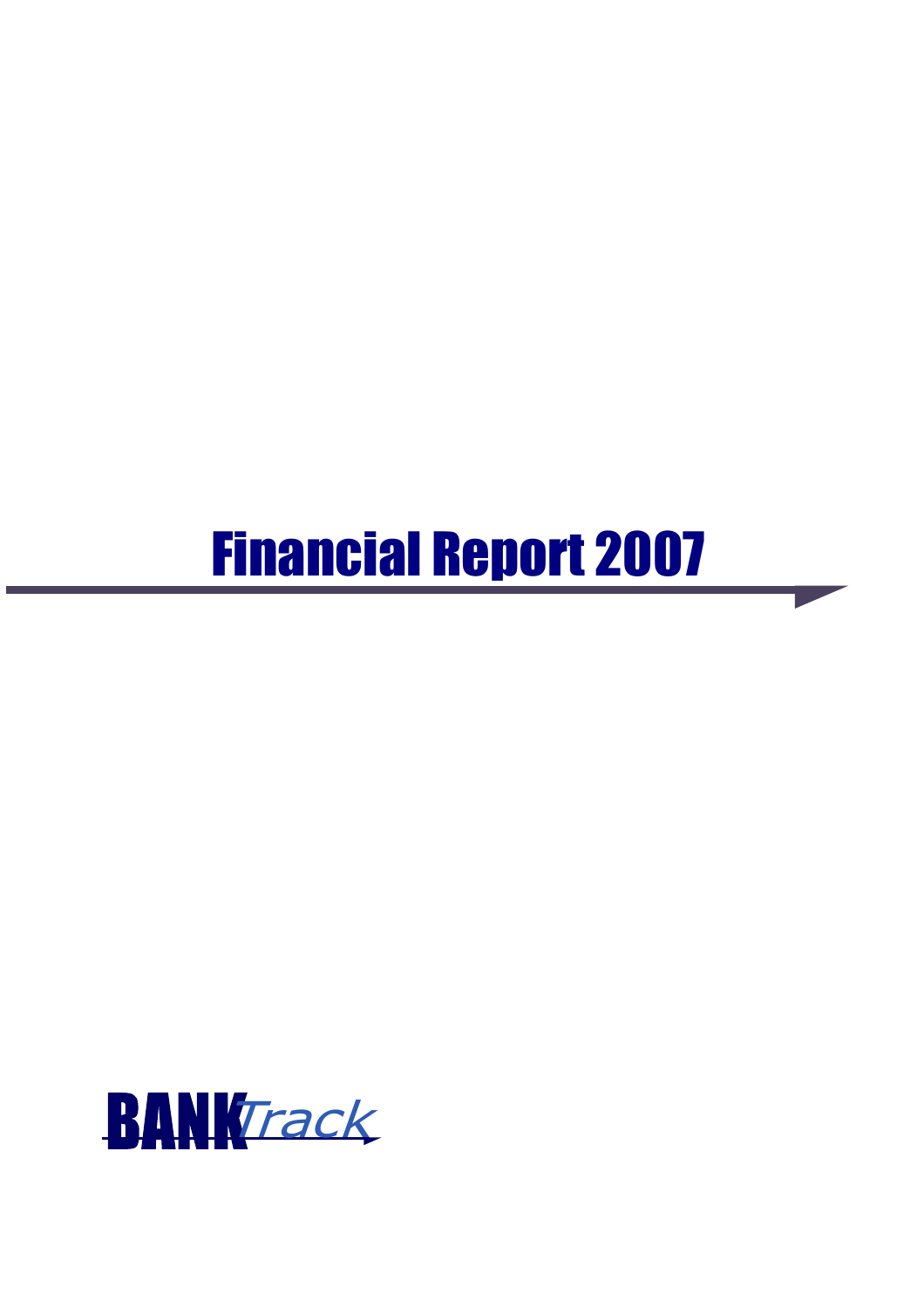# Financial Report 2007

BANKTrack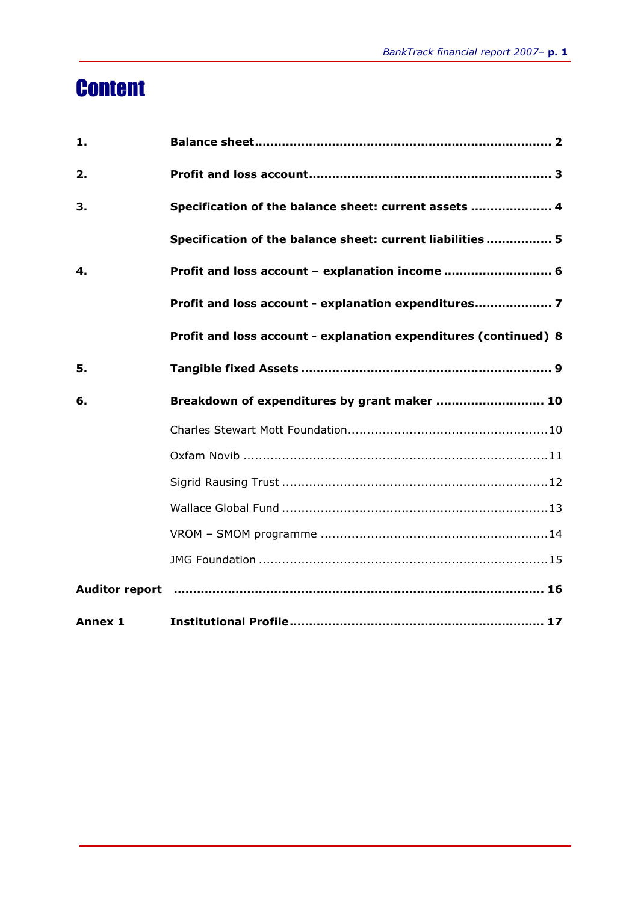# Content

| | | |
|---|---|---|
| **1.** | **Balance sheet** | **2** |
| **2.** | **Profit and loss account** | **3** |
| **3.** | **Specification of the balance sheet: current assets** | **4** |
| | **Specification of the balance sheet: current liabilities** | **5** |
| **4.** | **Profit and loss account – explanation income** | **6** |
| | **Profit and loss account - explanation expenditures** | **7** |
| | **Profit and loss account - explanation expenditures (continued)** | **8** |
| **5.** | **Tangible fixed Assets** | **9** |
| **6.** | **Breakdown of expenditures by grant maker** | **10** |
| | Charles Stewart Mott Foundation | 10 |
| | Oxfam Novib | 11 |
| | Sigrid Rausing Trust | 12 |
| | Wallace Global Fund | 13 |
| | VROM – SMOM programme | 14 |
| | JMG Foundation | 15 |
| **Auditor report** | | **16** |
| **Annex 1** | **Institutional Profile** | **17** |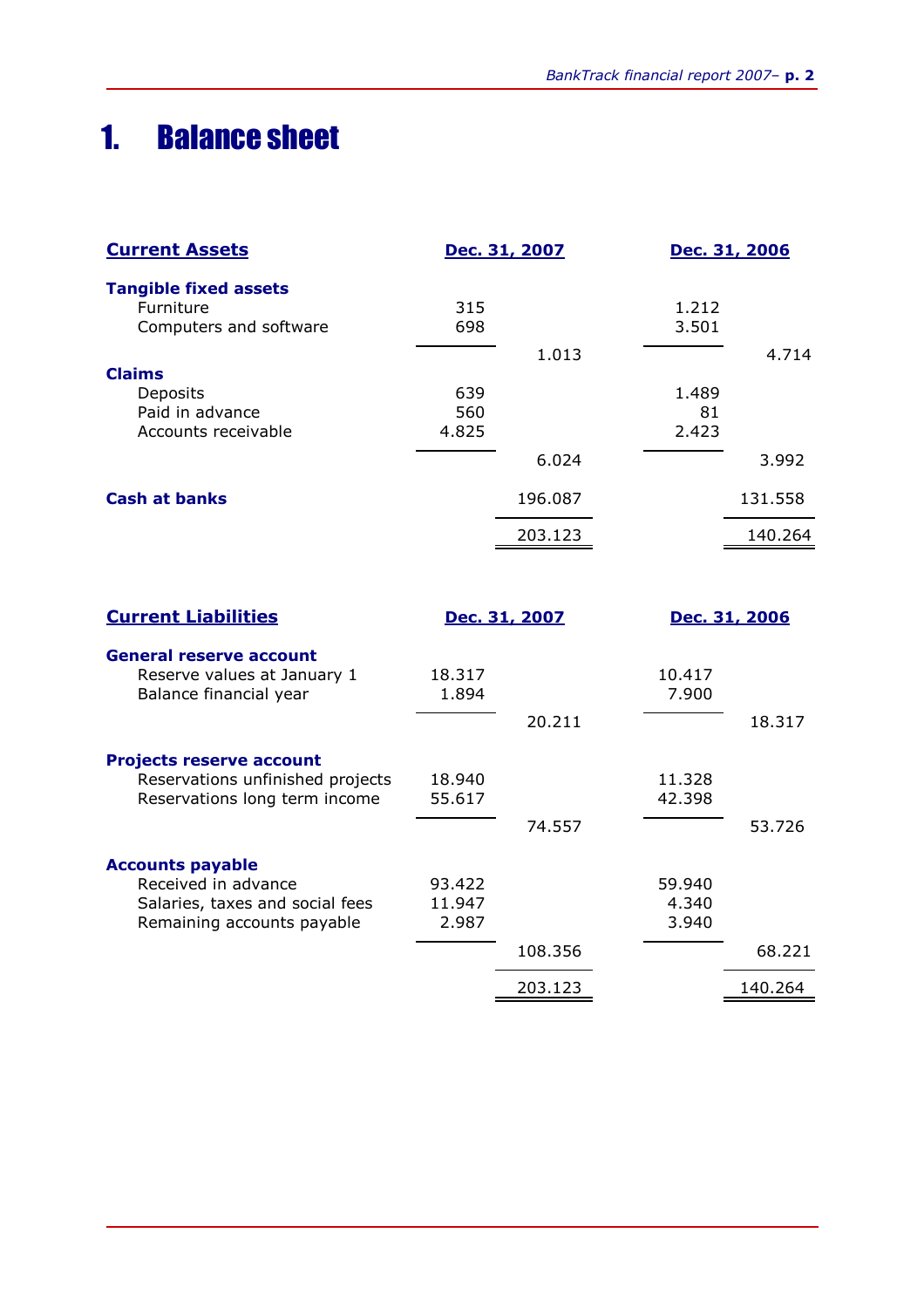# 1. Balance sheet

| Current Assets | Dec. 31, 2007 | | Dec. 31, 2006 | |
|---|---|---|---|---|
| **Tangible fixed assets** | | | | |
| Furniture | 315 | | 1.212 | |
| Computers and software | 698 | | 3.501 | |
| | | 1.013 | | 4.714 |
| **Claims** | | | | |
| Deposits | 639 | | 1.489 | |
| Paid in advance | 560 | | 81 | |
| Accounts receivable | 4.825 | | 2.423 | |
| | | 6.024 | | 3.992 |
| **Cash at banks** | | 196.087 | | 131.558 |
| | | 203.123 | | 140.264 |

| Current Liabilities | Dec. 31, 2007 | | Dec. 31, 2006 | |
|---|---|---|---|---|
| **General reserve account** | | | | |
| Reserve values at January 1 | 18.317 | | 10.417 | |
| Balance financial year | 1.894 | | 7.900 | |
| | | 20.211 | | 18.317 |
| **Projects reserve account** | | | | |
| Reservations unfinished projects | 18.940 | | 11.328 | |
| Reservations long term income | 55.617 | | 42.398 | |
| | | 74.557 | | 53.726 |
| **Accounts payable** | | | | |
| Received in advance | 93.422 | | 59.940 | |
| Salaries, taxes and social fees | 11.947 | | 4.340 | |
| Remaining accounts payable | 2.987 | | 3.940 | |
| | | 108.356 | | 68.221 |
| | | 203.123 | | 140.264 |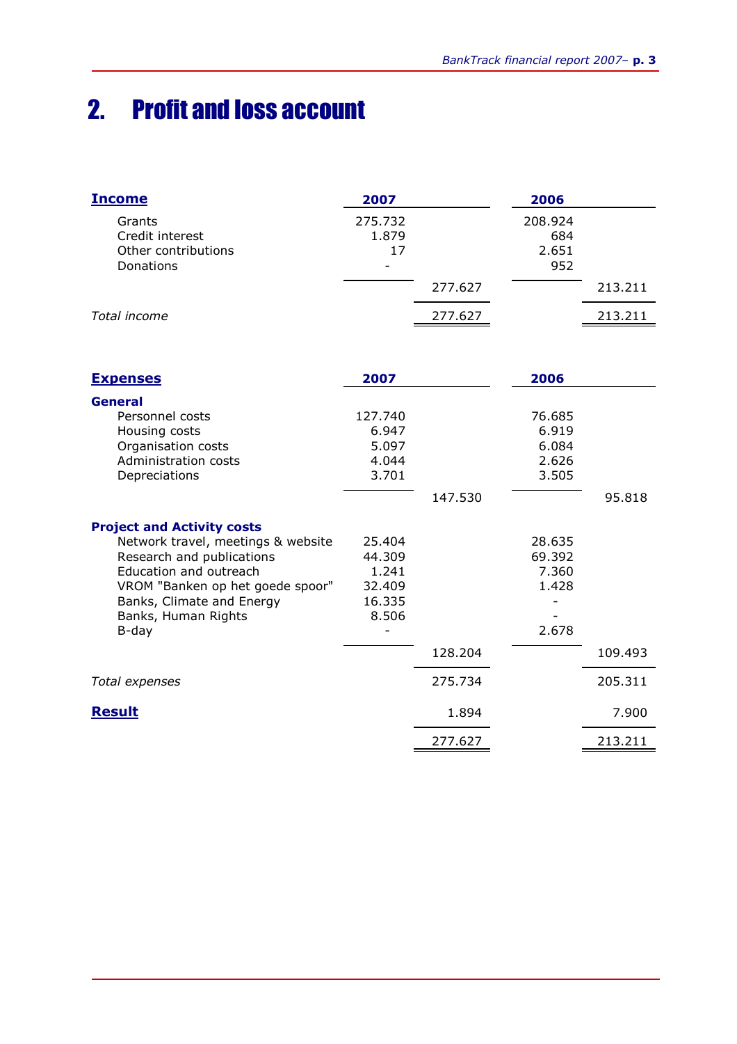# 2. Profit and loss account

| **Income** | **2007** | | **2006** | |
|---|---|---|---|---|
| Grants | 275.732 | | 208.924 | |
| Credit interest | 1.879 | | 684 | |
| Other contributions | 17 | | 2.651 | |
| Donations | - | | 952 | |
| | | 277.627 | | 213.211 |
| *Total income* | | 277.627 | | 213.211 |

| **Expenses** | **2007** | | **2006** | |
|---|---|---|---|---|
| **General** | | | | |
| Personnel costs | 127.740 | | 76.685 | |
| Housing costs | 6.947 | | 6.919 | |
| Organisation costs | 5.097 | | 6.084 | |
| Administration costs | 4.044 | | 2.626 | |
| Depreciations | 3.701 | | 3.505 | |
| | | 147.530 | | 95.818 |
| **Project and Activity costs** | | | | |
| Network travel, meetings & website | 25.404 | | 28.635 | |
| Research and publications | 44.309 | | 69.392 | |
| Education and outreach | 1.241 | | 7.360 | |
| VROM "Banken op het goede spoor" | 32.409 | | 1.428 | |
| Banks, Climate and Energy | 16.335 | | - | |
| Banks, Human Rights | 8.506 | | - | |
| B-day | - | | 2.678 | |
| | | 128.204 | | 109.493 |
| *Total expenses* | | 275.734 | | 205.311 |
| **Result** | | 1.894 | | 7.900 |
| | | 277.627 | | 213.211 |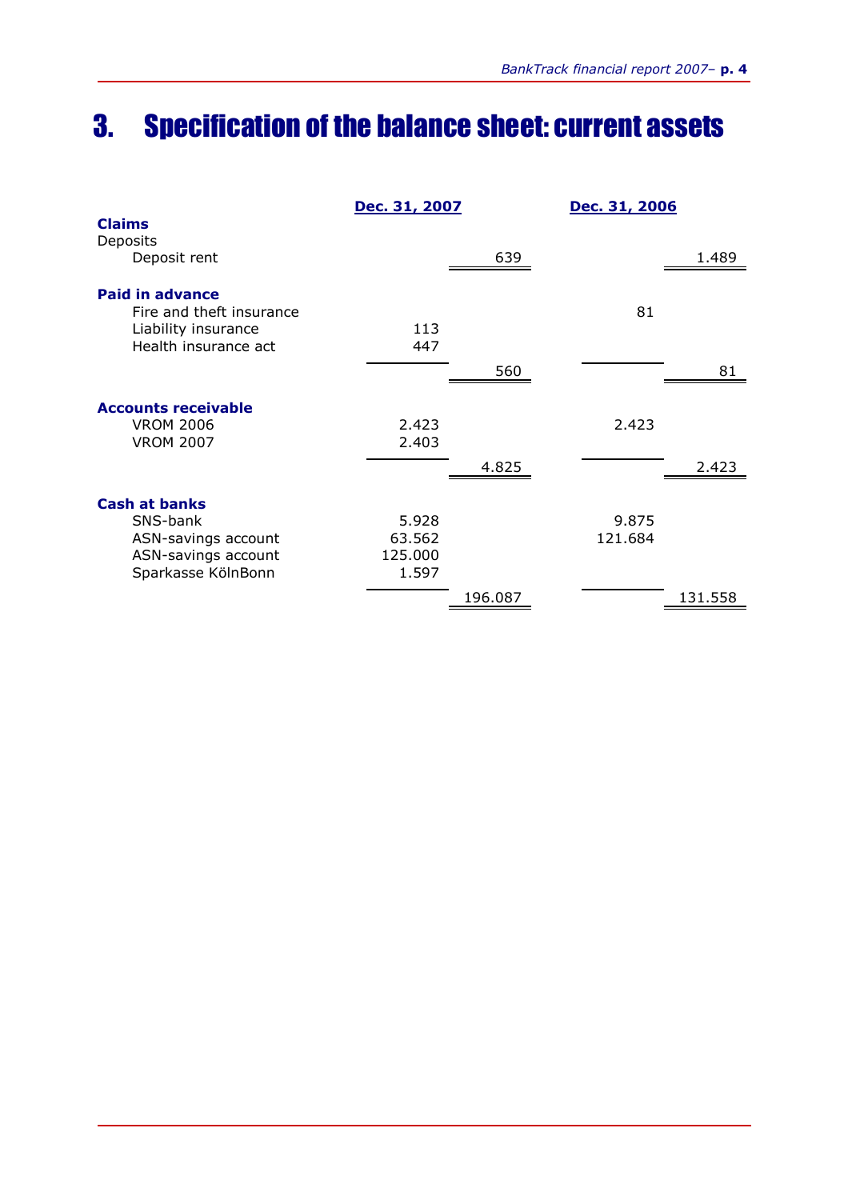# 3. Specification of the balance sheet: current assets

| | Dec. 31, 2007 | | Dec. 31, 2006 | |
|---|---|---|---|---|
| **Claims** | | | | |
| Deposits | | | | |
| Deposit rent | | 639 | | 1.489 |
| | | | | |
| **Paid in advance** | | | | |
| Fire and theft insurance | | | 81 | |
| Liability insurance | 113 | | | |
| Health insurance act | 447 | | | |
| | | 560 | | 81 |
| | | | | |
| **Accounts receivable** | | | | |
| VROM 2006 | 2.423 | | 2.423 | |
| VROM 2007 | 2.403 | | | |
| | | 4.825 | | 2.423 |
| | | | | |
| **Cash at banks** | | | | |
| SNS-bank | 5.928 | | 9.875 | |
| ASN-savings account | 63.562 | | 121.684 | |
| ASN-savings account | 125.000 | | | |
| Sparkasse KölnBonn | 1.597 | | | |
| | | 196.087 | | 131.558 |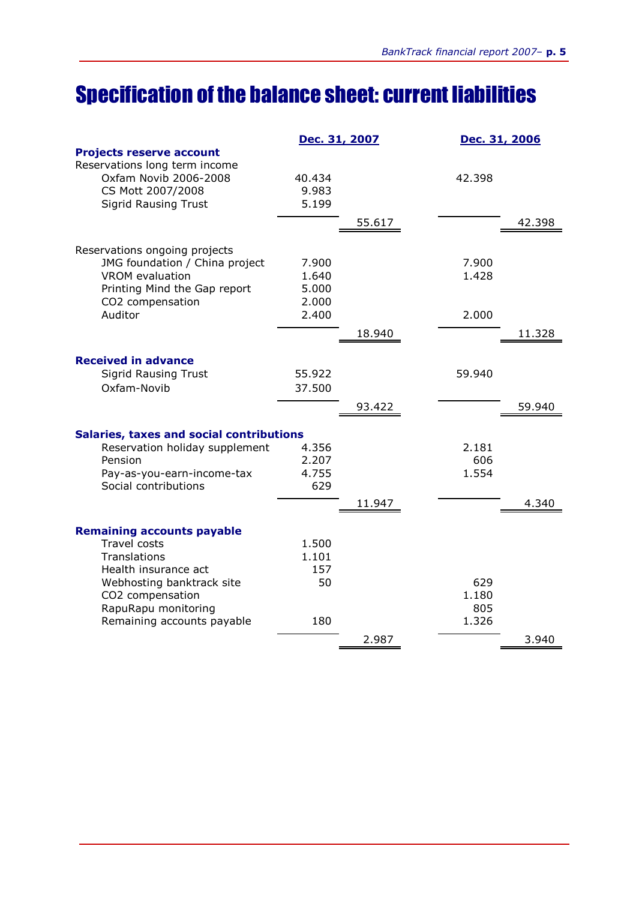# Specification of the balance sheet: current liabilities

| | Dec. 31, 2007 | | Dec. 31, 2006 | |
|---|---|---|---|---|
| **Projects reserve account** | | | | |
| Reservations long term income | | | | |
| Oxfam Novib 2006-2008 | 40.434 | | 42.398 | |
| CS Mott 2007/2008 | 9.983 | | | |
| Sigrid Rausing Trust | 5.199 | | | |
| | | 55.617 | | 42.398 |
| | | | | |
| Reservations ongoing projects | | | | |
| JMG foundation / China project | 7.900 | | 7.900 | |
| VROM evaluation | 1.640 | | 1.428 | |
| Printing Mind the Gap report | 5.000 | | | |
| $CO_2$ compensation | 2.000 | | | |
| Auditor | 2.400 | | 2.000 | |
| | | 18.940 | | 11.328 |
| | | | | |
| **Received in advance** | | | | |
| Sigrid Rausing Trust | 55.922 | | 59.940 | |
| Oxfam-Novib | 37.500 | | | |
| | | 93.422 | | 59.940 |
| | | | | |
| **Salaries, taxes and social contributions** | | | | |
| Reservation holiday supplement | 4.356 | | 2.181 | |
| Pension | 2.207 | | 606 | |
| Pay-as-you-earn-income-tax | 4.755 | | 1.554 | |
| Social contributions | 629 | | | |
| | | 11.947 | | 4.340 |
| | | | | |
| **Remaining accounts payable** | | | | |
| Travel costs | 1.500 | | | |
| Translations | 1.101 | | | |
| Health insurance act | 157 | | | |
| Webhosting banktrack site | 50 | | 629 | |
| $CO_2$ compensation | | | 1.180 | |
| RapuRapu monitoring | | | 805 | |
| Remaining accounts payable | 180 | | 1.326 | |
| | | 2.987 | | 3.940 |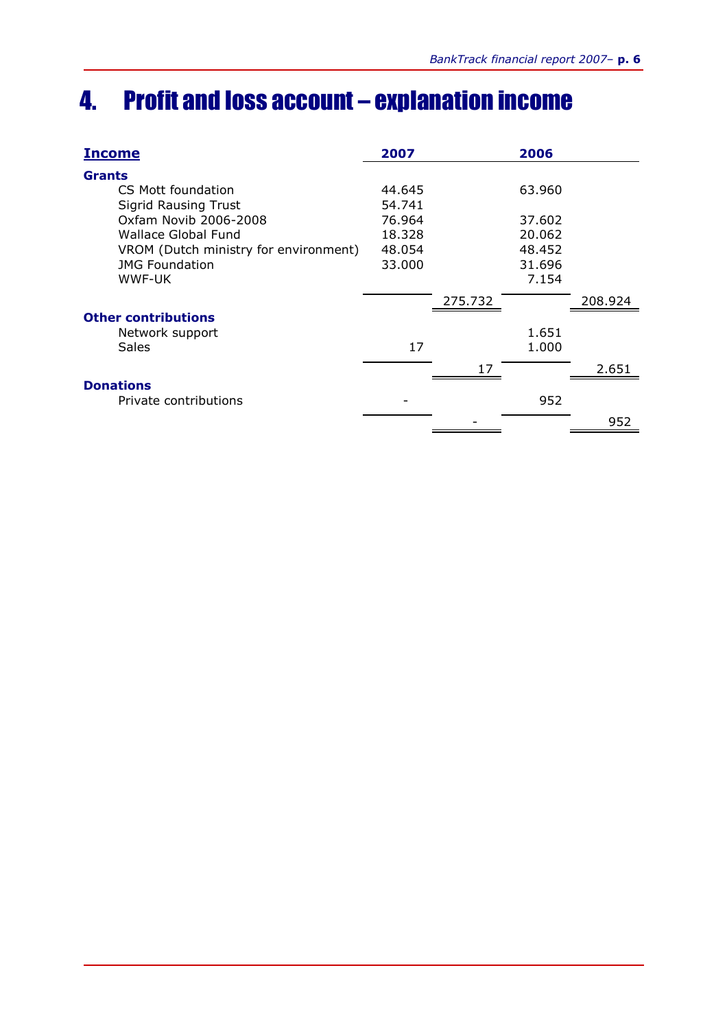# 4. Profit and loss account – explanation income

| Income | 2007 | | 2006 | |
|---|---|---|---|---|
| **Grants** | | | | |
| CS Mott foundation | 44.645 | | 63.960 | |
| Sigrid Rausing Trust | 54.741 | | | |
| Oxfam Novib 2006-2008 | 76.964 | | 37.602 | |
| Wallace Global Fund | 18.328 | | 20.062 | |
| VROM (Dutch ministry for environment) | 48.054 | | 48.452 | |
| JMG Foundation | 33.000 | | 31.696 | |
| WWF-UK | | | 7.154 | |
| | | 275.732 | | 208.924 |
| **Other contributions** | | | | |
| Network support | | | 1.651 | |
| Sales | 17 | | 1.000 | |
| | | 17 | | 2.651 |
| **Donations** | | | | |
| Private contributions | - | | 952 | |
| | | - | | 952 |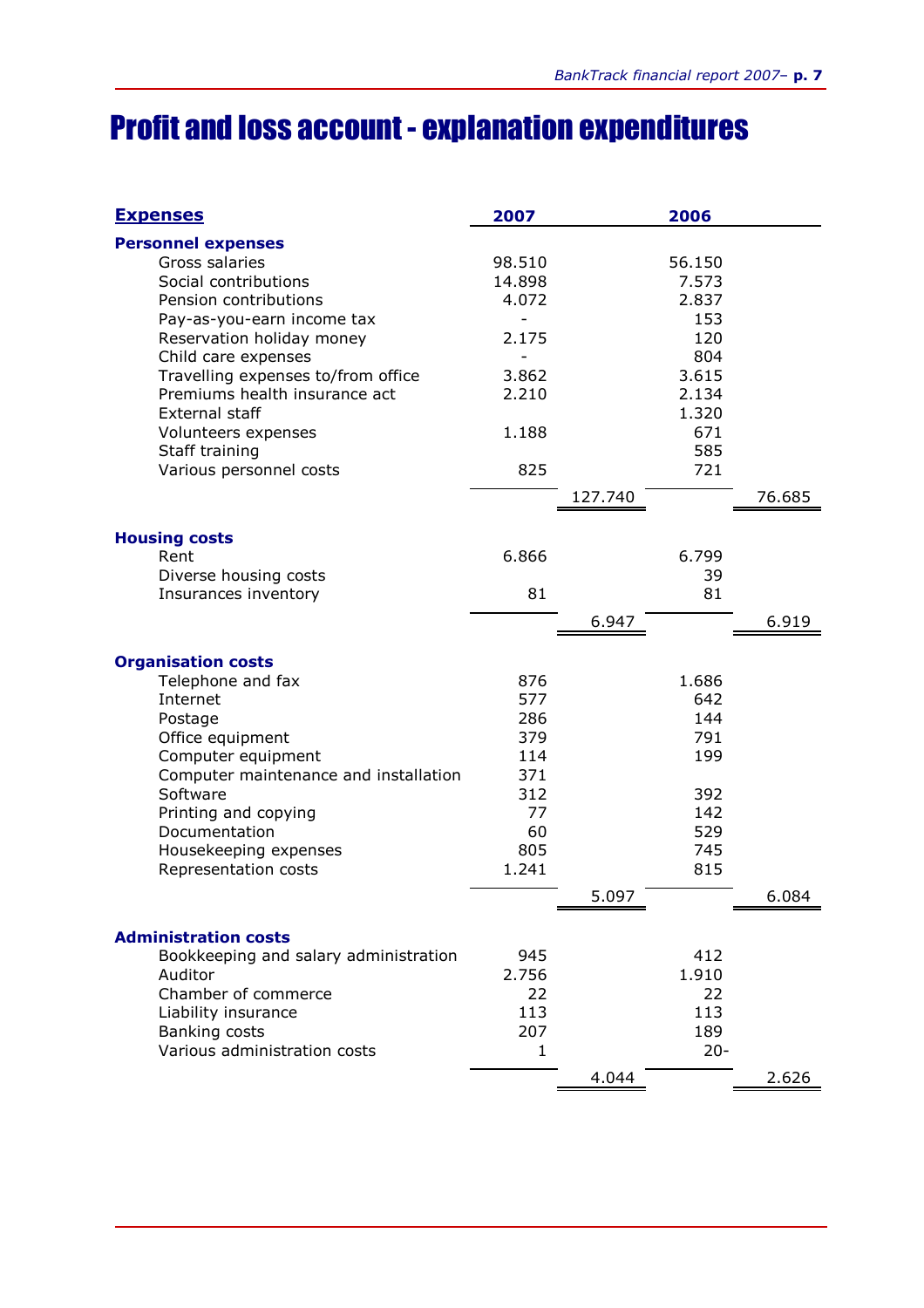# Profit and loss account - explanation expenditures

| Expenses | 2007 | | 2006 | |
|---|---|---|---|---|
| **Personnel expenses** | | | | |
| Gross salaries | 98.510 | | 56.150 | |
| Social contributions | 14.898 | | 7.573 | |
| Pension contributions | 4.072 | | 2.837 | |
| Pay-as-you-earn income tax | - | | 153 | |
| Reservation holiday money | 2.175 | | 120 | |
| Child care expenses | - | | 804 | |
| Travelling expenses to/from office | 3.862 | | 3.615 | |
| Premiums health insurance act | 2.210 | | 2.134 | |
| External staff | | | 1.320 | |
| Volunteers expenses | 1.188 | | 671 | |
| Staff training | | | 585 | |
| Various personnel costs | 825 | | 721 | |
| | | 127.740 | | 76.685 |
| **Housing costs** | | | | |
| Rent | 6.866 | | 6.799 | |
| Diverse housing costs | | | 39 | |
| Insurances inventory | 81 | | 81 | |
| | | 6.947 | | 6.919 |
| **Organisation costs** | | | | |
| Telephone and fax | 876 | | 1.686 | |
| Internet | 577 | | 642 | |
| Postage | 286 | | 144 | |
| Office equipment | 379 | | 791 | |
| Computer equipment | 114 | | 199 | |
| Computer maintenance and installation | 371 | | | |
| Software | 312 | | 392 | |
| Printing and copying | 77 | | 142 | |
| Documentation | 60 | | 529 | |
| Housekeeping expenses | 805 | | 745 | |
| Representation costs | 1.241 | | 815 | |
| | | 5.097 | | 6.084 |
| **Administration costs** | | | | |
| Bookkeeping and salary administration | 945 | | 412 | |
| Auditor | 2.756 | | 1.910 | |
| Chamber of commerce | 22 | | 22 | |
| Liability insurance | 113 | | 113 | |
| Banking costs | 207 | | 189 | |
| Various administration costs | 1 | | 20- | |
| | | 4.044 | | 2.626 |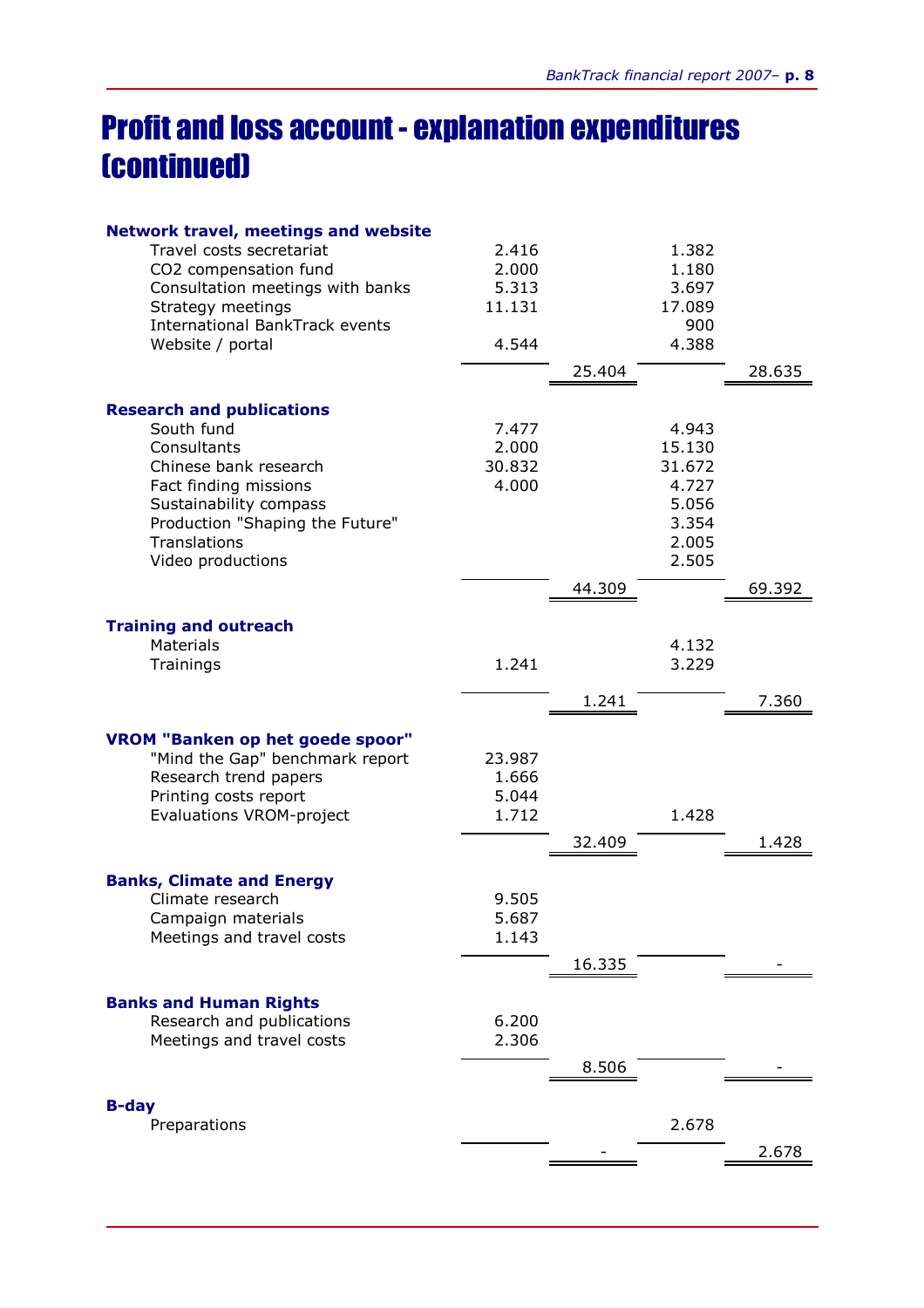# Profit and loss account - explanation expenditures (continued)

| | | | | |
|---|---|---|---|---|
| **Network travel, meetings and website** | | | | |
| Travel costs secretariat | 2.416 | | 1.382 | |
| CO2 compensation fund | 2.000 | | 1.180 | |
| Consultation meetings with banks | 5.313 | | 3.697 | |
| Strategy meetings | 11.131 | | 17.089 | |
| International BankTrack events | | | 900 | |
| Website / portal | 4.544 | | 4.388 | |
| | | 25.404 | | 28.635 |
| **Research and publications** | | | | |
| South fund | 7.477 | | 4.943 | |
| Consultants | 2.000 | | 15.130 | |
| Chinese bank research | 30.832 | | 31.672 | |
| Fact finding missions | 4.000 | | 4.727 | |
| Sustainability compass | | | 5.056 | |
| Production "Shaping the Future" | | | 3.354 | |
| Translations | | | 2.005 | |
| Video productions | | | 2.505 | |
| | | 44.309 | | 69.392 |
| **Training and outreach** | | | | |
| Materials | | | 4.132 | |
| Trainings | 1.241 | | 3.229 | |
| | | 1.241 | | 7.360 |
| **VROM "Banken op het goede spoor"** | | | | |
| "Mind the Gap" benchmark report | 23.987 | | | |
| Research trend papers | 1.666 | | | |
| Printing costs report | 5.044 | | | |
| Evaluations VROM-project | 1.712 | | 1.428 | |
| | | 32.409 | | 1.428 |
| **Banks, Climate and Energy** | | | | |
| Climate research | 9.505 | | | |
| Campaign materials | 5.687 | | | |
| Meetings and travel costs | 1.143 | | | |
| | | 16.335 | | - |
| **Banks and Human Rights** | | | | |
| Research and publications | 6.200 | | | |
| Meetings and travel costs | 2.306 | | | |
| | | 8.506 | | - |
| **B-day** | | | | |
| Preparations | | | 2.678 | |
| | | - | | 2.678 |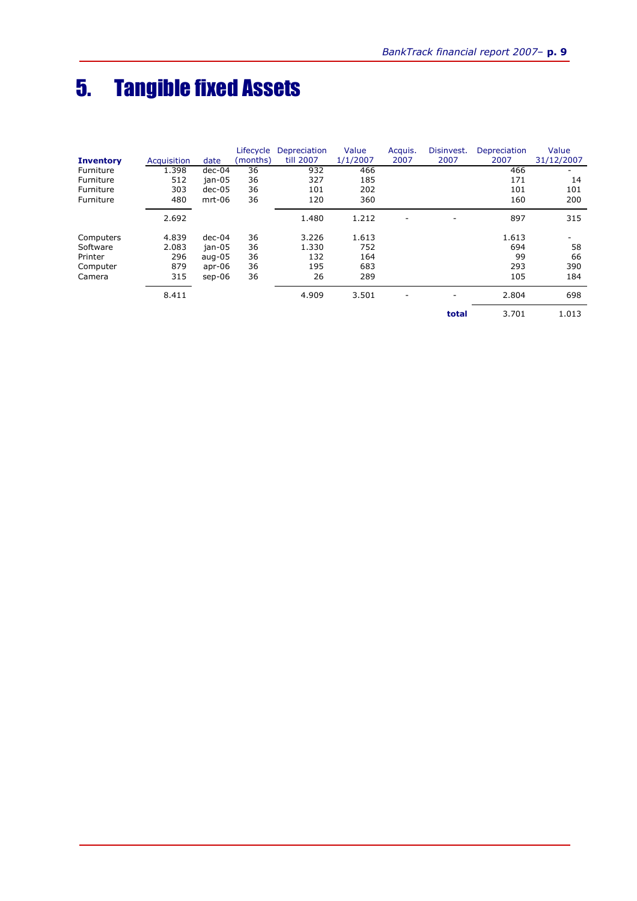# 5. Tangible fixed Assets

| Inventory | Acquisition | date | Lifecycle (months) | Depreciation till 2007 | Value 1/1/2007 | Acquis. 2007 | Disinvest. 2007 | Depreciation 2007 | Value 31/12/2007 |
|---|---|---|---|---|---|---|---|---|---|
| Furniture | 1.398 | dec-04 | 36 | 932 | 466 | | | 466 | - |
| Furniture | 512 | jan-05 | 36 | 327 | 185 | | | 171 | 14 |
| Furniture | 303 | dec-05 | 36 | 101 | 202 | | | 101 | 101 |
| Furniture | 480 | mrt-06 | 36 | 120 | 360 | | | 160 | 200 |
| | 2.692 | | | 1.480 | 1.212 | - | - | 897 | 315 |
| Computers | 4.839 | dec-04 | 36 | 3.226 | 1.613 | | | 1.613 | - |
| Software | 2.083 | jan-05 | 36 | 1.330 | 752 | | | 694 | 58 |
| Printer | 296 | aug-05 | 36 | 132 | 164 | | | 99 | 66 |
| Computer | 879 | apr-06 | 36 | 195 | 683 | | | 293 | 390 |
| Camera | 315 | sep-06 | 36 | 26 | 289 | | | 105 | 184 |
| | 8.411 | | | 4.909 | 3.501 | - | - | 2.804 | 698 |
| | | | | | | | **total** | 3.701 | 1.013 |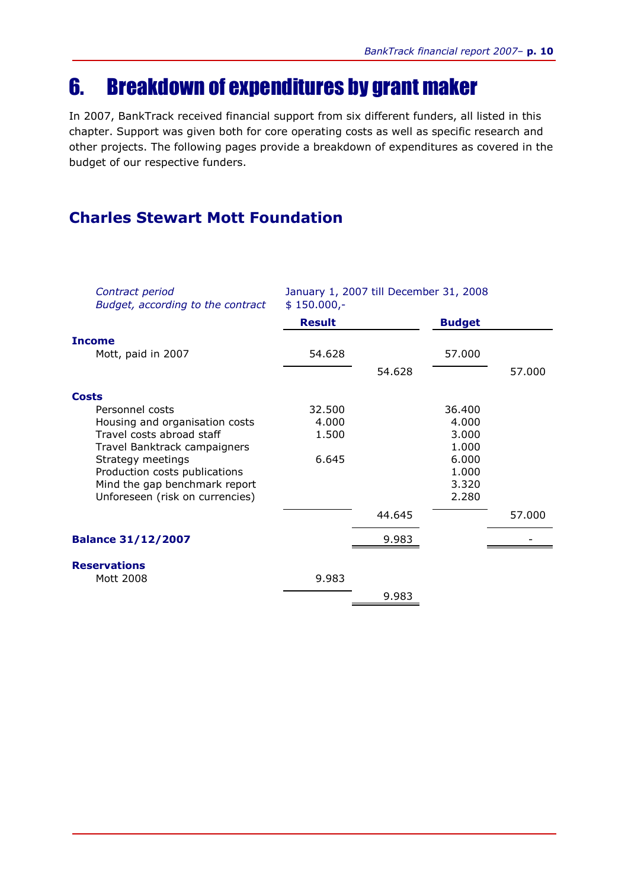# 6. Breakdown of expenditures by grant maker

In 2007, BankTrack received financial support from six different funders, all listed in this chapter. Support was given both for core operating costs as well as specific research and other projects. The following pages provide a breakdown of expenditures as covered in the budget of our respective funders.

## Charles Stewart Mott Foundation

| | | | | |
|---|---|---|---|---|
| *Contract period* | January 1, 2007 till December 31, 2008 | | | |
| *Budget, according to the contract* | $ 150.000,- | | | |
| | **Result** | | **Budget** | |
| **Income** | | | | |
| Mott, paid in 2007 | 54.628 | | 57.000 | |
| | | 54.628 | | 57.000 |
| **Costs** | | | | |
| Personnel costs | 32.500 | | 36.400 | |
| Housing and organisation costs | 4.000 | | 4.000 | |
| Travel costs abroad staff | 1.500 | | 3.000 | |
| Travel Banktrack campaigners | | | 1.000 | |
| Strategy meetings | 6.645 | | 6.000 | |
| Production costs publications | | | 1.000 | |
| Mind the gap benchmark report | | | 3.320 | |
| Unforeseen (risk on currencies) | | | 2.280 | |
| | | 44.645 | | 57.000 |
| **Balance 31/12/2007** | | 9.983 | | - |
| **Reservations** | | | | |
| Mott 2008 | 9.983 | | | |
| | | 9.983 | | |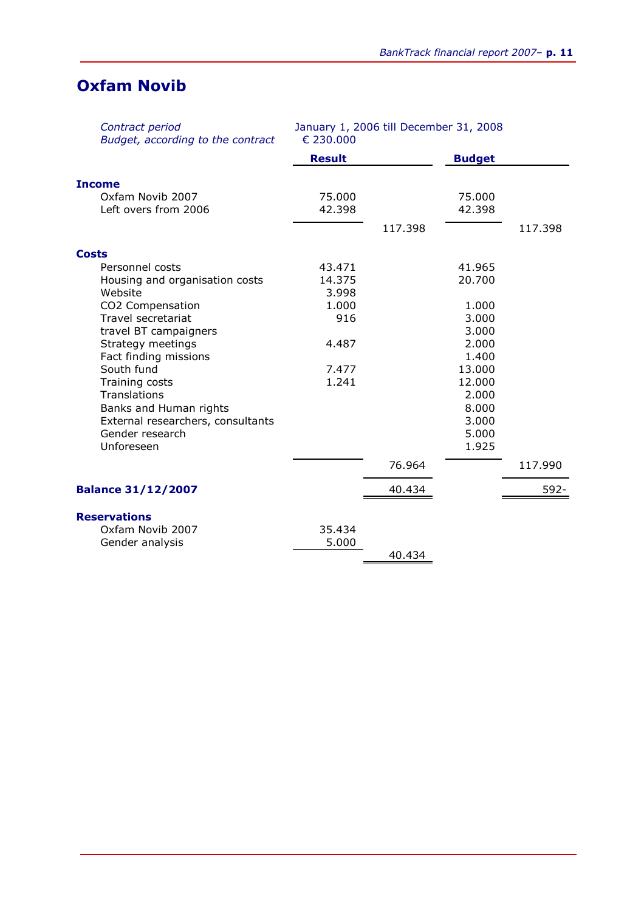## Oxfam Novib

| | |
|---|---|
| *Contract period* | January 1, 2006 till December 31, 2008 |
| *Budget, according to the contract* | € 230.000 |

| | **Result** | | **Budget** | |
|---|---|---|---|---|
| **Income** | | | | |
| Oxfam Novib 2007 | 75.000 | | 75.000 | |
| Left overs from 2006 | 42.398 | | 42.398 | |
| | | 117.398 | | 117.398 |
| **Costs** | | | | |
| Personnel costs | 43.471 | | 41.965 | |
| Housing and organisation costs | 14.375 | | 20.700 | |
| Website | 3.998 | | | |
| $CO_2$ Compensation | 1.000 | | 1.000 | |
| Travel secretariat | 916 | | 3.000 | |
| travel BT campaigners | | | 3.000 | |
| Strategy meetings | 4.487 | | 2.000 | |
| Fact finding missions | | | 1.400 | |
| South fund | 7.477 | | 13.000 | |
| Training costs | 1.241 | | 12.000 | |
| Translations | | | 2.000 | |
| Banks and Human rights | | | 8.000 | |
| External researchers, consultants | | | 3.000 | |
| Gender research | | | 5.000 | |
| Unforeseen | | | 1.925 | |
| | | 76.964 | | 117.990 |
| **Balance 31/12/2007** | | 40.434 | | 592- |
| **Reservations** | | | | |
| Oxfam Novib 2007 | 35.434 | | | |
| Gender analysis | 5.000 | | | |
| | | 40.434 | | |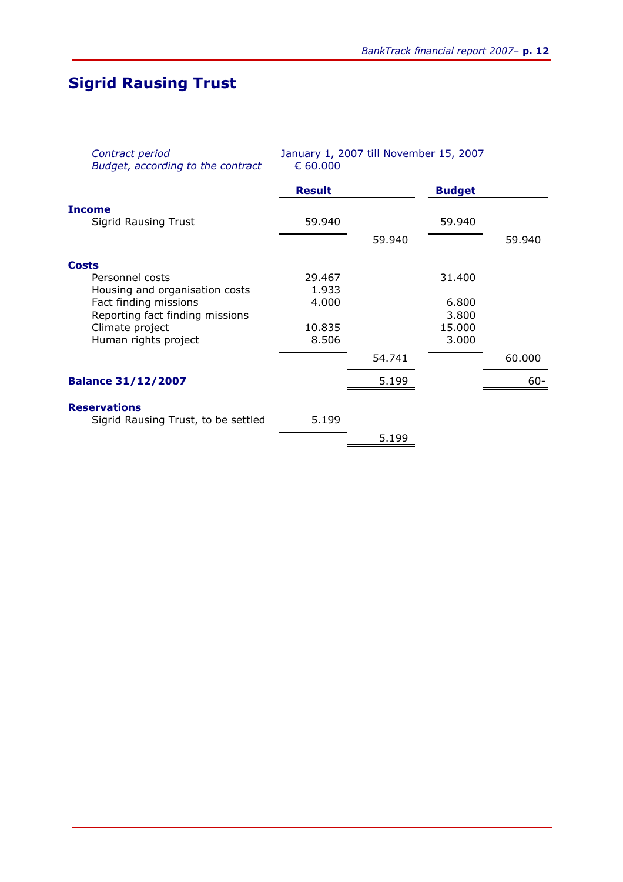# Sigrid Rausing Trust

*Contract period* January 1, 2007 till November 15, 2007
*Budget, according to the contract* € 60.000

| | Result | | Budget | |
|---|---|---|---|---|
| **Income** | | | | |
| Sigrid Rausing Trust | 59.940 | | 59.940 | |
| | | 59.940 | | 59.940 |
| **Costs** | | | | |
| Personnel costs | 29.467 | | 31.400 | |
| Housing and organisation costs | 1.933 | | | |
| Fact finding missions | 4.000 | | 6.800 | |
| Reporting fact finding missions | | | 3.800 | |
| Climate project | 10.835 | | 15.000 | |
| Human rights project | 8.506 | | 3.000 | |
| | | 54.741 | | 60.000 |
| **Balance 31/12/2007** | | 5.199 | | 60- |
| **Reservations** | | | | |
| Sigrid Rausing Trust, to be settled | 5.199 | | | |
| | | 5.199 | | |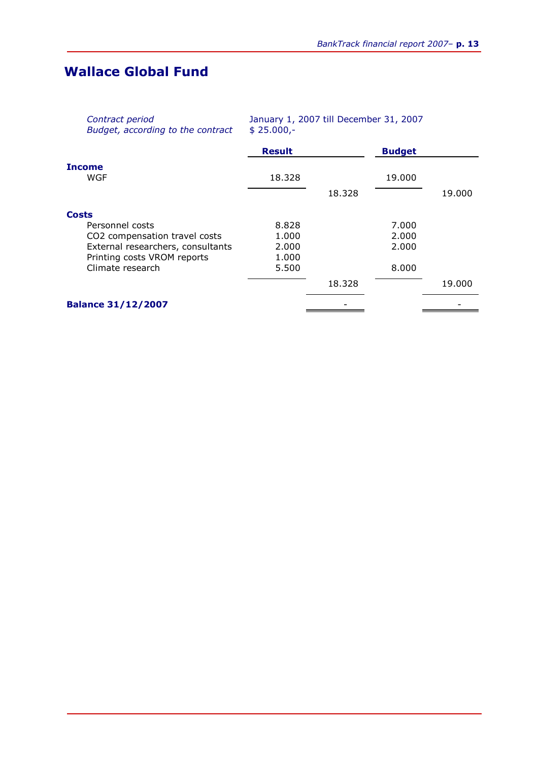# Wallace Global Fund

*Contract period* January 1, 2007 till December 31, 2007
*Budget, according to the contract* $ 25.000,-

| | Result | | Budget | |
|---|---|---|---|---|
| **Income** | | | | |
| WGF | 18.328 | | 19.000 | |
| | | 18.328 | | 19.000 |
| **Costs** | | | | |
| Personnel costs | 8.828 | | 7.000 | |
| $CO_2$ compensation travel costs | 1.000 | | 2.000 | |
| External researchers, consultants | 2.000 | | 2.000 | |
| Printing costs VROM reports | 1.000 | | | |
| Climate research | 5.500 | | 8.000 | |
| | | 18.328 | | 19.000 |
| **Balance 31/12/2007** | | - | | - |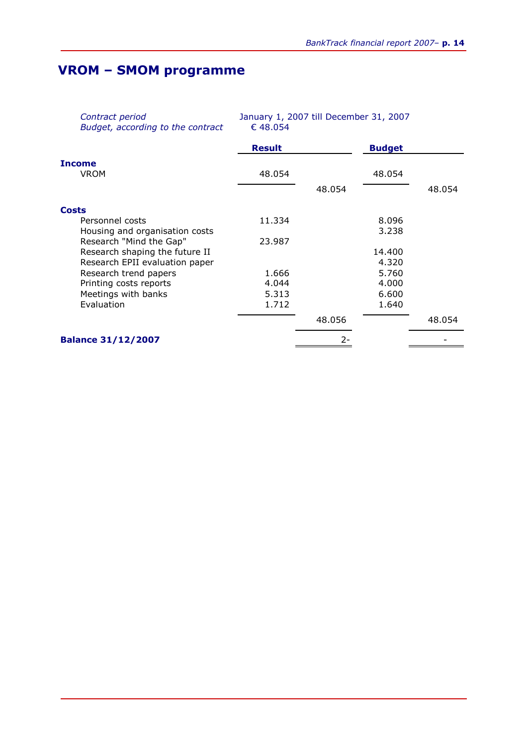# VROM – SMOM programme

*Contract period* January 1, 2007 till December 31, 2007
*Budget, according to the contract* € 48.054

| | Result | | Budget | |
|---|---|---|---|---|
| **Income** | | | | |
| VROM | 48.054 | | 48.054 | |
| | | 48.054 | | 48.054 |
| **Costs** | | | | |
| Personnel costs | 11.334 | | 8.096 | |
| Housing and organisation costs | | | 3.238 | |
| Research "Mind the Gap" | 23.987 | | | |
| Research shaping the future II | | | 14.400 | |
| Research EPII evaluation paper | | | 4.320 | |
| Research trend papers | 1.666 | | 5.760 | |
| Printing costs reports | 4.044 | | 4.000 | |
| Meetings with banks | 5.313 | | 6.600 | |
| Evaluation | 1.712 | | 1.640 | |
| | | 48.056 | | 48.054 |
| **Balance 31/12/2007** | | 2- | | - |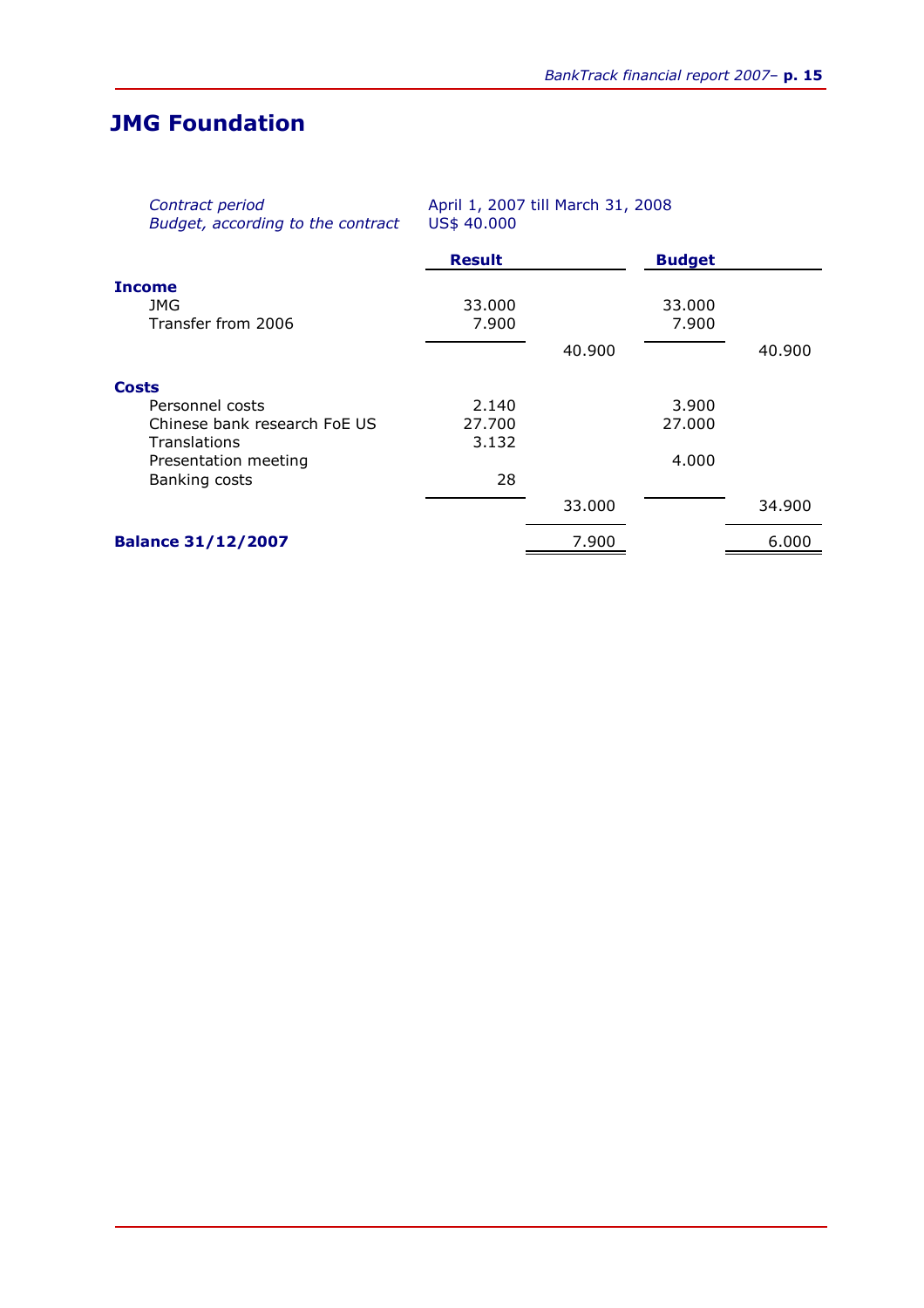# JMG Foundation

*Contract period* April 1, 2007 till March 31, 2008
*Budget, according to the contract* US$ 40.000

| | Result | | Budget | |
|---|---|---|---|---|
| **Income** | | | | |
| JMG | 33.000 | | 33.000 | |
| Transfer from 2006 | 7.900 | | 7.900 | |
| | | 40.900 | | 40.900 |
| **Costs** | | | | |
| Personnel costs | 2.140 | | 3.900 | |
| Chinese bank research FoE US | 27.700 | | 27.000 | |
| Translations | 3.132 | | | |
| Presentation meeting | | | 4.000 | |
| Banking costs | 28 | | | |
| | | 33.000 | | 34.900 |
| **Balance 31/12/2007** | | 7.900 | | 6.000 |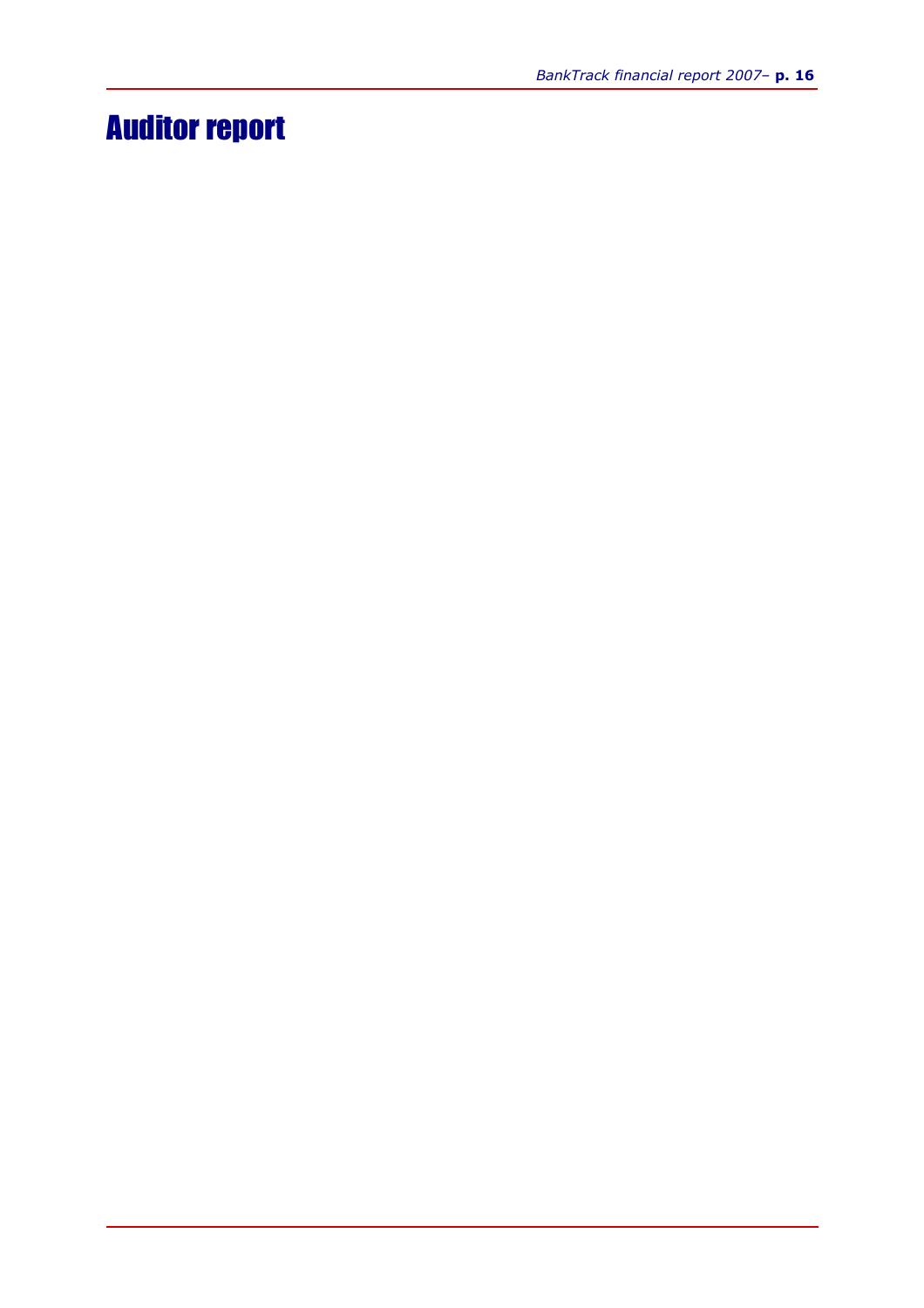# Auditor report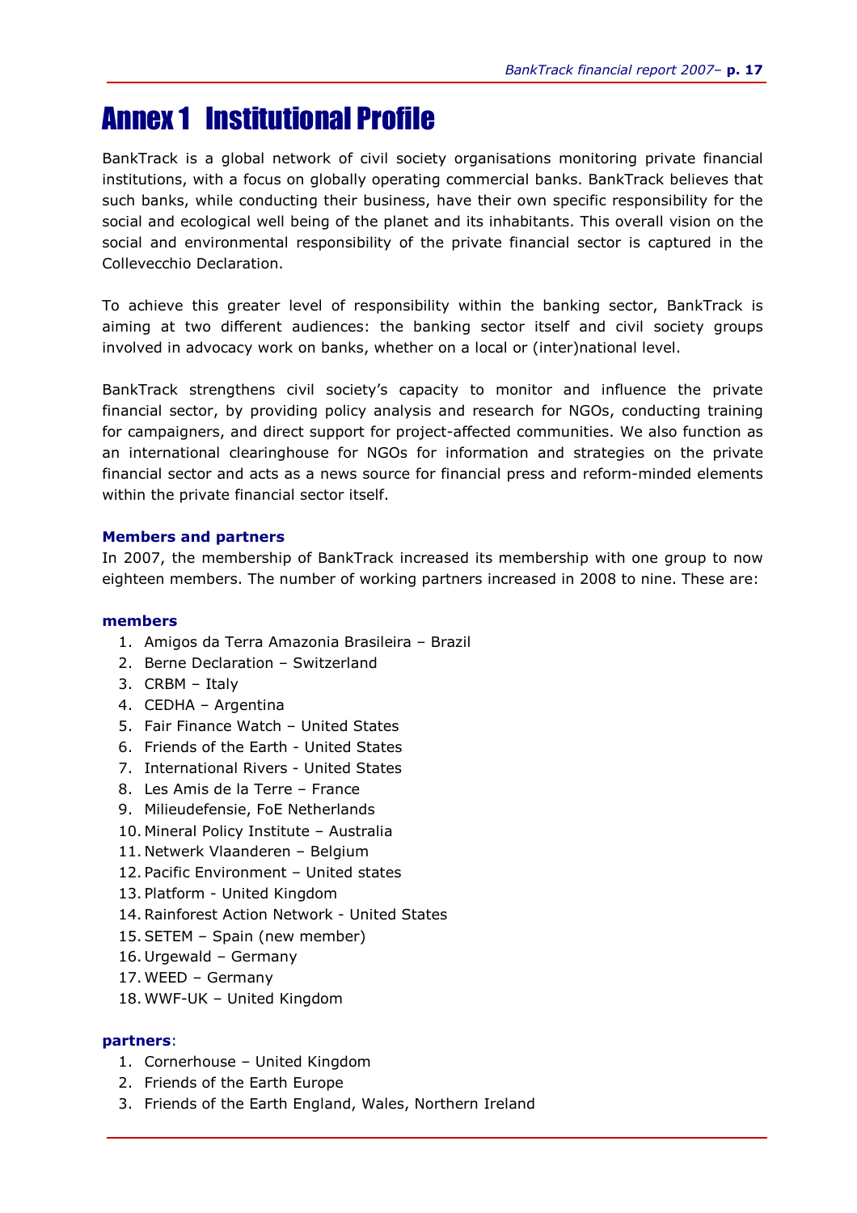# Annex 1 Institutional Profile

BankTrack is a global network of civil society organisations monitoring private financial institutions, with a focus on globally operating commercial banks. BankTrack believes that such banks, while conducting their business, have their own specific responsibility for the social and ecological well being of the planet and its inhabitants. This overall vision on the social and environmental responsibility of the private financial sector is captured in the Collevecchio Declaration.

To achieve this greater level of responsibility within the banking sector, BankTrack is aiming at two different audiences: the banking sector itself and civil society groups involved in advocacy work on banks, whether on a local or (inter)national level.

BankTrack strengthens civil society's capacity to monitor and influence the private financial sector, by providing policy analysis and research for NGOs, conducting training for campaigners, and direct support for project-affected communities. We also function as an international clearinghouse for NGOs for information and strategies on the private financial sector and acts as a news source for financial press and reform-minded elements within the private financial sector itself.

### Members and partners

In 2007, the membership of BankTrack increased its membership with one group to now eighteen members. The number of working partners increased in 2008 to nine. These are:

### members

1. Amigos da Terra Amazonia Brasileira – Brazil
2. Berne Declaration – Switzerland
3. CRBM – Italy
4. CEDHA – Argentina
5. Fair Finance Watch – United States
6. Friends of the Earth - United States
7. International Rivers - United States
8. Les Amis de la Terre – France
9. Milieudefensie, FoE Netherlands
10. Mineral Policy Institute – Australia
11. Netwerk Vlaanderen – Belgium
12. Pacific Environment – United states
13. Platform - United Kingdom
14. Rainforest Action Network - United States
15. SETEM – Spain (new member)
16. Urgewald – Germany
17. WEED – Germany
18. WWF-UK – United Kingdom

### partners:

1. Cornerhouse – United Kingdom
2. Friends of the Earth Europe
3. Friends of the Earth England, Wales, Northern Ireland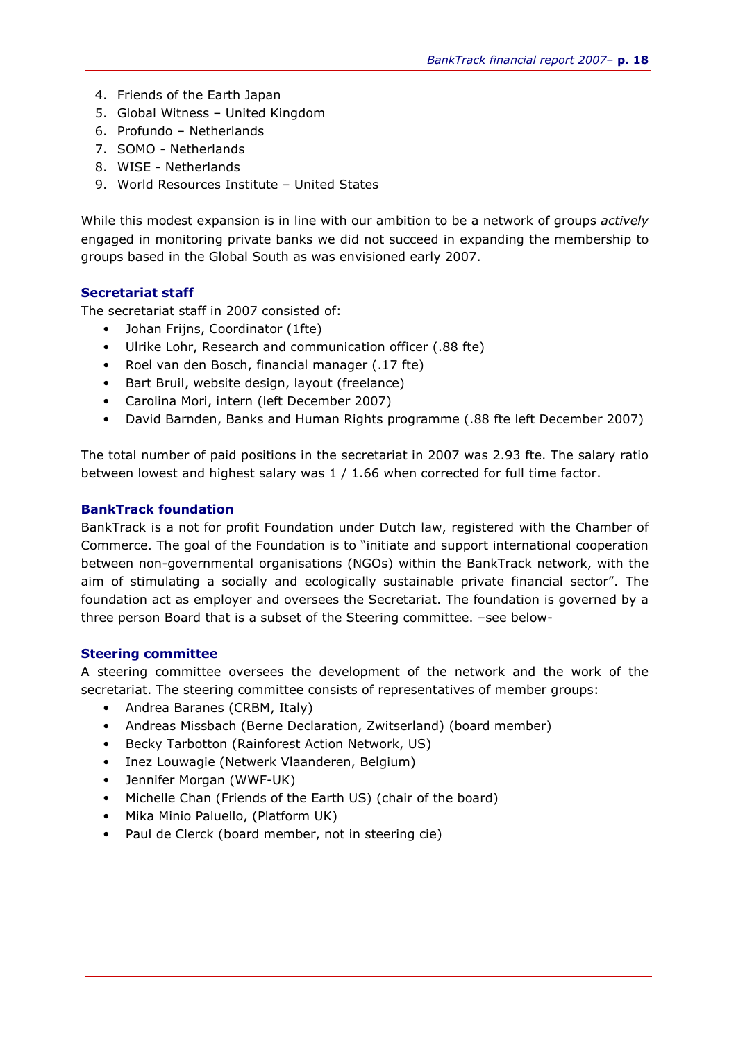4. Friends of the Earth Japan
5. Global Witness – United Kingdom
6. Profundo – Netherlands
7. SOMO - Netherlands
8. WISE - Netherlands
9. World Resources Institute – United States

While this modest expansion is in line with our ambition to be a network of groups *actively* engaged in monitoring private banks we did not succeed in expanding the membership to groups based in the Global South as was envisioned early 2007.

### Secretariat staff

The secretariat staff in 2007 consisted of:

- Johan Frijns, Coordinator (1fte)
- Ulrike Lohr, Research and communication officer (.88 fte)
- Roel van den Bosch, financial manager (.17 fte)
- Bart Bruil, website design, layout (freelance)
- Carolina Mori, intern (left December 2007)
- David Barnden, Banks and Human Rights programme (.88 fte left December 2007)

The total number of paid positions in the secretariat in 2007 was 2.93 fte. The salary ratio between lowest and highest salary was 1 / 1.66 when corrected for full time factor.

### BankTrack foundation

BankTrack is a not for profit Foundation under Dutch law, registered with the Chamber of Commerce. The goal of the Foundation is to "initiate and support international cooperation between non-governmental organisations (NGOs) within the BankTrack network, with the aim of stimulating a socially and ecologically sustainable private financial sector". The foundation act as employer and oversees the Secretariat. The foundation is governed by a three person Board that is a subset of the Steering committee. –see below-

### Steering committee

A steering committee oversees the development of the network and the work of the secretariat. The steering committee consists of representatives of member groups:

- Andrea Baranes (CRBM, Italy)
- Andreas Missbach (Berne Declaration, Zwitserland) (board member)
- Becky Tarbotton (Rainforest Action Network, US)
- Inez Louwagie (Netwerk Vlaanderen, Belgium)
- Jennifer Morgan (WWF-UK)
- Michelle Chan (Friends of the Earth US) (chair of the board)
- Mika Minio Paluello, (Platform UK)
- Paul de Clerck (board member, not in steering cie)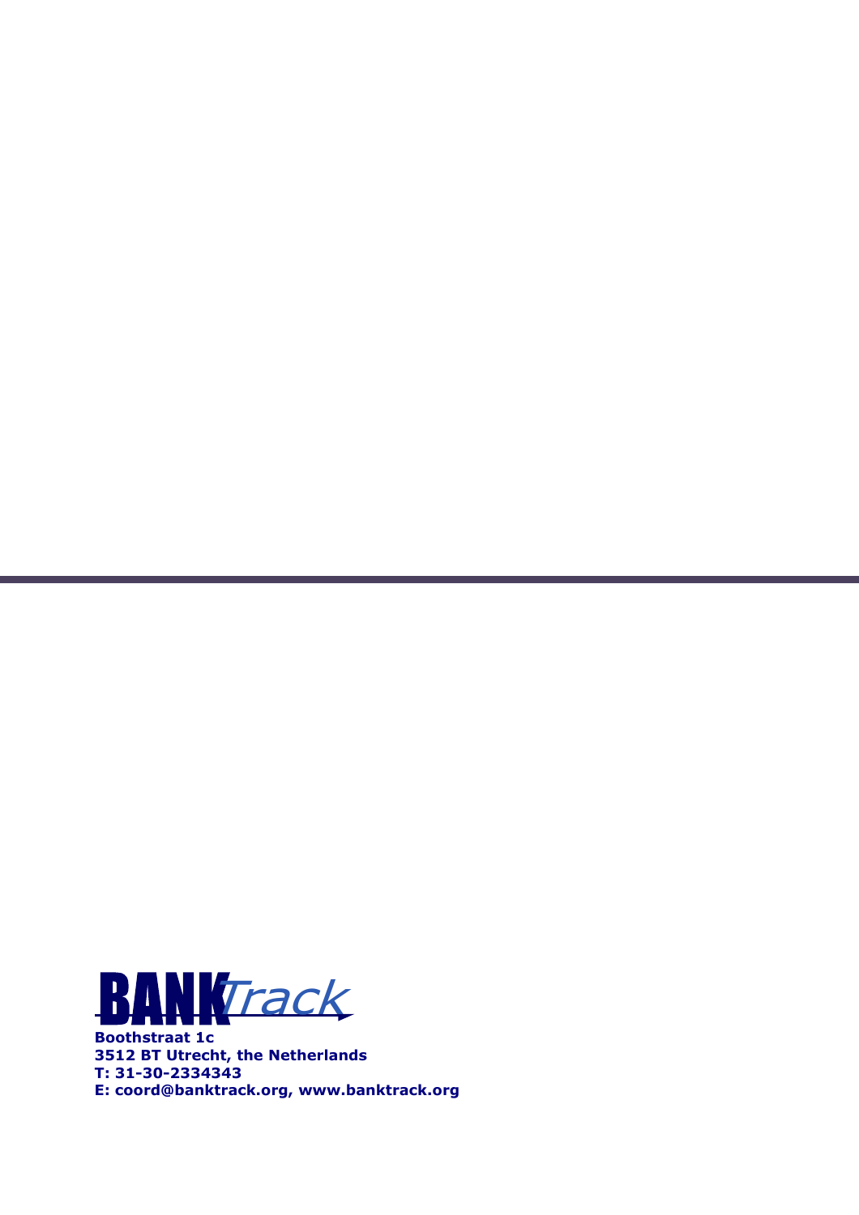BANKTrack

**Boothstraat 1c**
**3512 BT Utrecht, the Netherlands**
**T: 31-30-2334343**
**E: coord@banktrack.org, www.banktrack.org**